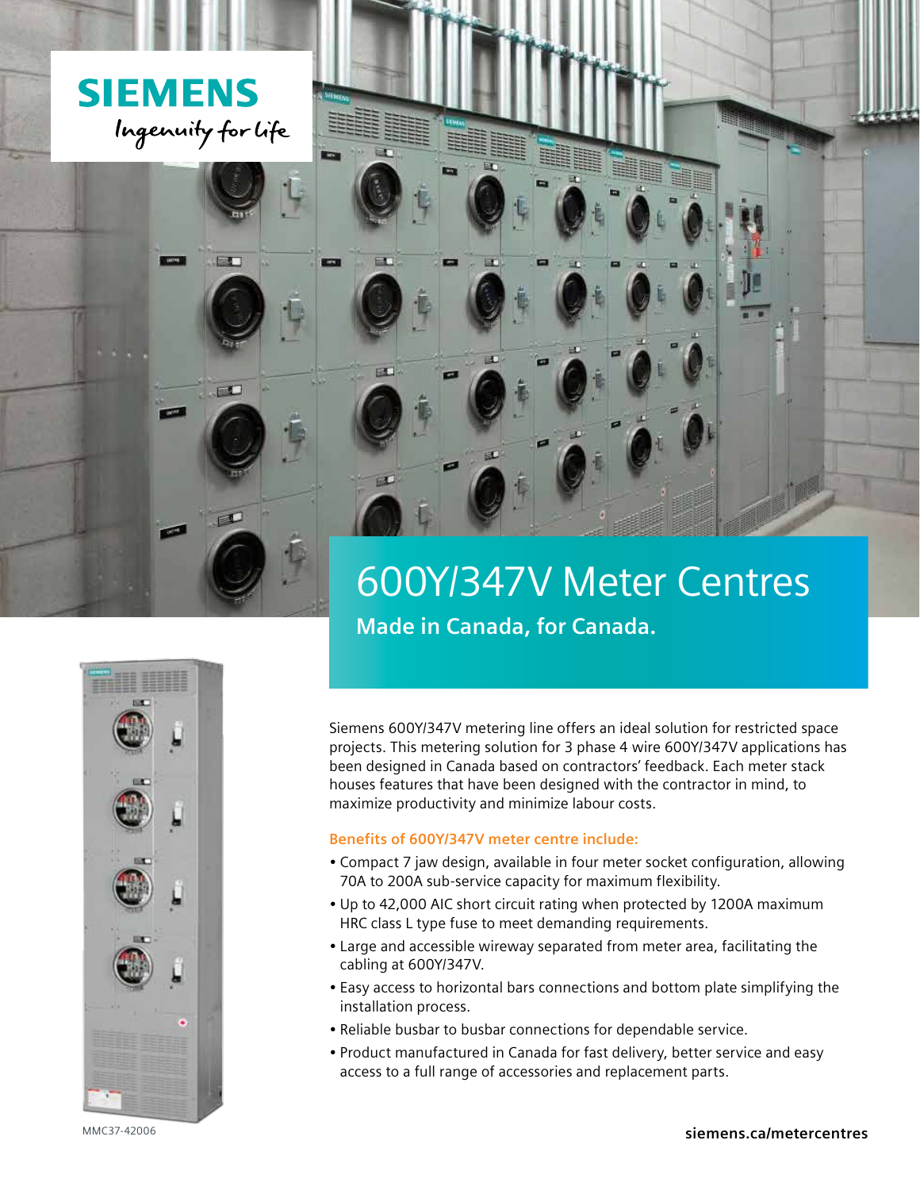SIEMENS

Ingenuity for life

# 600Y/347V Meter Centres

**Made in Canada, for Canada.**

Siemens 600Y/347V metering line offers an ideal solution for restricted space projects. This metering solution for 3 phase 4 wire 600Y/347V applications has been designed in Canada based on contractors' feedback. Each meter stack houses features that have been designed with the contractor in mind, to maximize productivity and minimize labour costs.

**Benefits of 600Y/347V meter centre include:**

- Compact 7 jaw design, available in four meter socket configuration, allowing 70A to 200A sub-service capacity for maximum flexibility.
- Up to 42,000 AIC short circuit rating when protected by 1200A maximum HRC class L type fuse to meet demanding requirements.
- Large and accessible wireway separated from meter area, facilitating the cabling at 600Y/347V.
- Easy access to horizontal bars connections and bottom plate simplifying the installation process.
- Reliable busbar to busbar connections for dependable service.
- Product manufactured in Canada for fast delivery, better service and easy access to a full range of accessories and replacement parts.

MMC37-42006

**siemens.ca/metercentres**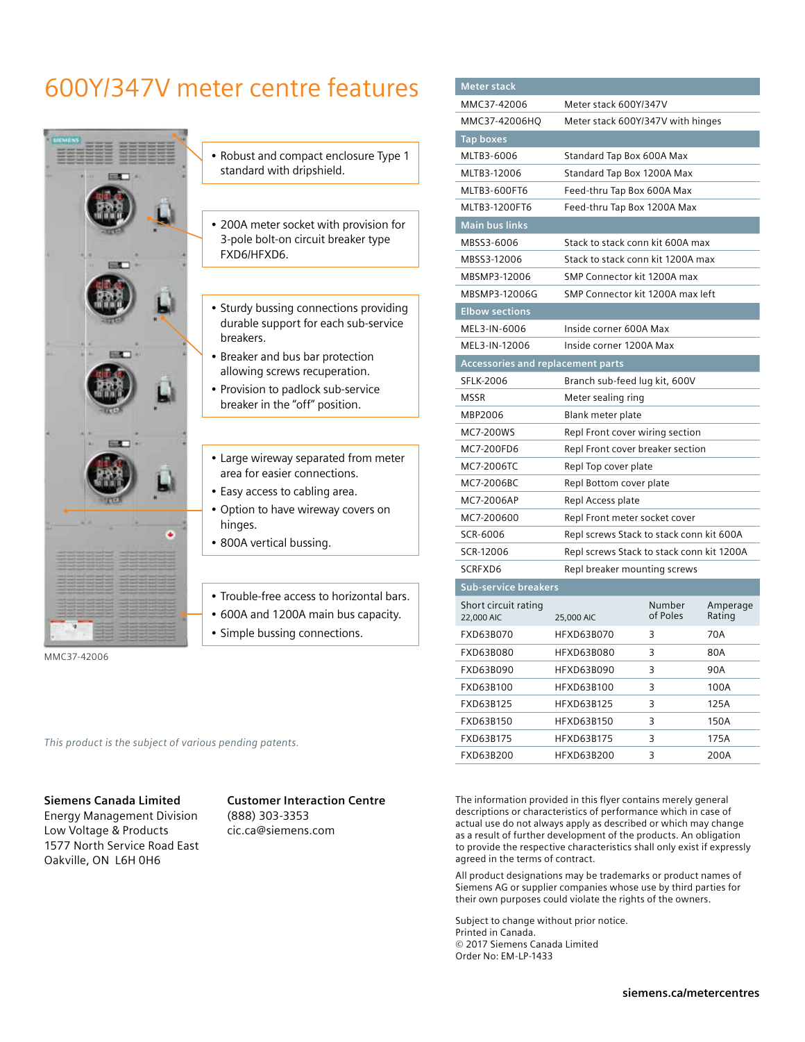# 600Y/347V meter centre features

- Robust and compact enclosure Type 1 standard with dripshield.

- 200A meter socket with provision for 3-pole bolt-on circuit breaker type FXD6/HFXD6.

- Sturdy bussing connections providing durable support for each sub-service breakers.
- Breaker and bus bar protection allowing screws recuperation.
- Provision to padlock sub-service breaker in the "off" position.

- Large wireway separated from meter area for easier connections.
- Easy access to cabling area.
- Option to have wireway covers on hinges.
- 800A vertical bussing.

- Trouble-free access to horizontal bars.
- 600A and 1200A main bus capacity.
- Simple bussing connections.

MMC37-42006

*This product is the subject of various pending patents.*

| | |
|---|---|
| **Meter stack** | |
| MMC37-42006 | Meter stack 600Y/347V |
| MMC37-42006HQ | Meter stack 600Y/347V with hinges |
| **Tap boxes** | |
| MLTB3-6006 | Standard Tap Box 600A Max |
| MLTB3-12006 | Standard Tap Box 1200A Max |
| MLTB3-600FT6 | Feed-thru Tap Box 600A Max |
| MLTB3-1200FT6 | Feed-thru Tap Box 1200A Max |
| **Main bus links** | |
| MBSS3-6006 | Stack to stack conn kit 600A max |
| MBSS3-12006 | Stack to stack conn kit 1200A max |
| MBSMP3-12006 | SMP Connector kit 1200A max |
| MBSMP3-12006G | SMP Connector kit 1200A max left |
| **Elbow sections** | |
| MEL3-IN-6006 | Inside corner 600A Max |
| MEL3-IN-12006 | Inside corner 1200A Max |
| **Accessories and replacement parts** | |
| SFLK-2006 | Branch sub-feed lug kit, 600V |
| MSSR | Meter sealing ring |
| MBP2006 | Blank meter plate |
| MC7-200WS | Repl Front cover wiring section |
| MC7-200FD6 | Repl Front cover breaker section |
| MC7-2006TC | Repl Top cover plate |
| MC7-2006BC | Repl Bottom cover plate |
| MC7-2006AP | Repl Access plate |
| MC7-200600 | Repl Front meter socket cover |
| SCR-6006 | Repl screws Stack to stack conn kit 600A |
| SCR-12006 | Repl screws Stack to stack conn kit 1200A |
| SCRFXD6 | Repl breaker mounting screws |

**Sub-service breakers**

| Short circuit rating 22,000 AIC | 25,000 AIC | Number of Poles | Amperage Rating |
|---|---|---|---|
| FXD63B070 | HFXD63B070 | 3 | 70A |
| FXD63B080 | HFXD63B080 | 3 | 80A |
| FXD63B090 | HFXD63B090 | 3 | 90A |
| FXD63B100 | HFXD63B100 | 3 | 100A |
| FXD63B125 | HFXD63B125 | 3 | 125A |
| FXD63B150 | HFXD63B150 | 3 | 150A |
| FXD63B175 | HFXD63B175 | 3 | 175A |
| FXD63B200 | HFXD63B200 | 3 | 200A |

**Siemens Canada Limited**
Energy Management Division
Low Voltage & Products
1577 North Service Road East
Oakville, ON L6H 0H6

**Customer Interaction Centre**
(888) 303-3353
cic.ca@siemens.com

The information provided in this flyer contains merely general descriptions or characteristics of performance which in case of actual use do not always apply as described or which may change as a result of further development of the products. An obligation to provide the respective characteristics shall only exist if expressly agreed in the terms of contract.

All product designations may be trademarks or product names of Siemens AG or supplier companies whose use by third parties for their own purposes could violate the rights of the owners.

Subject to change without prior notice.
Printed in Canada.
© 2017 Siemens Canada Limited
Order No: EM-LP-1433

**siemens.ca/metercentres**